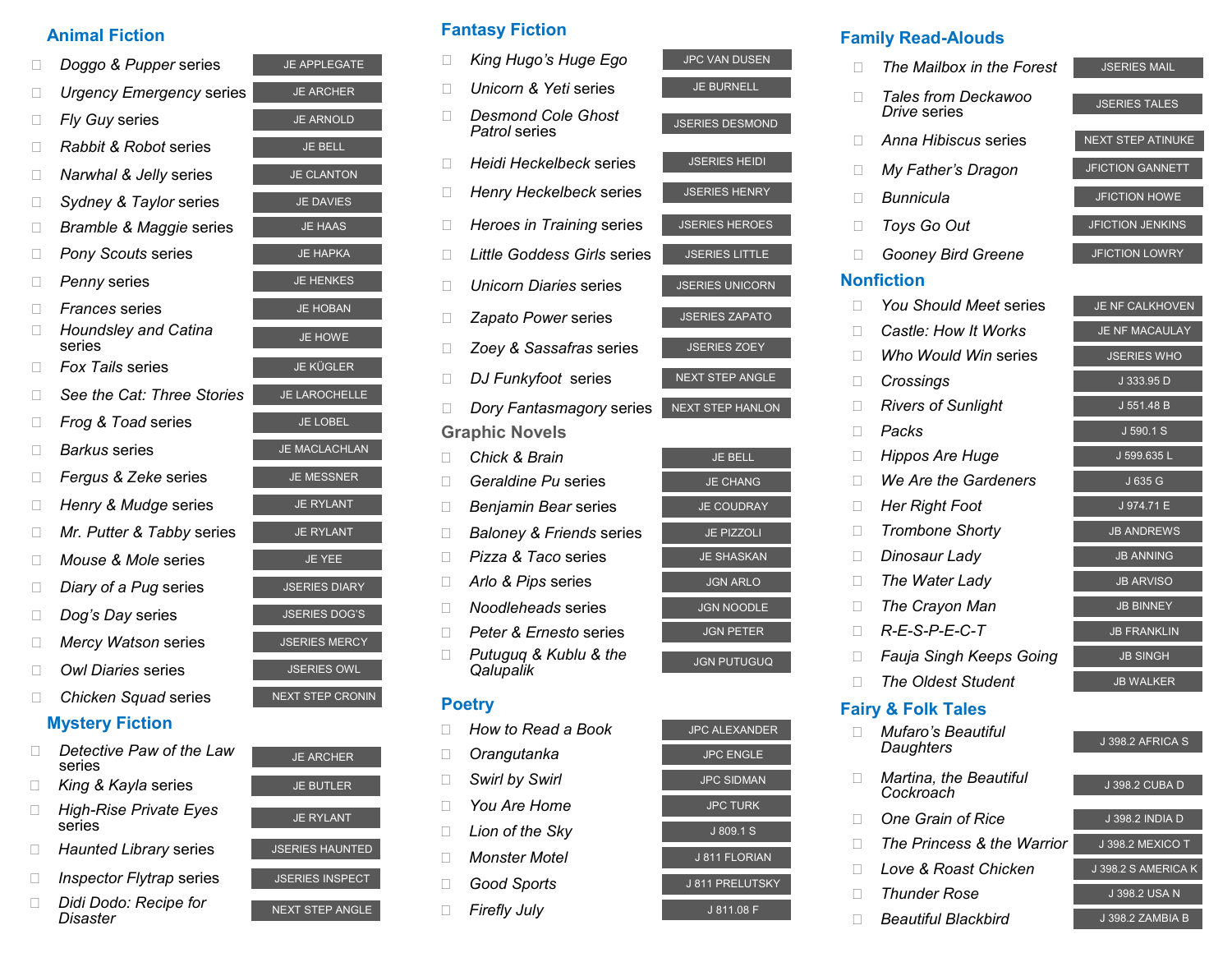## Animal Fiction

- ☐ *Doggo & Pupper* series — JE APPLEGATE
- ☐ *Urgency Emergency* series — JE ARCHER
- ☐ *Fly Guy* series — JE ARNOLD
- ☐ *Rabbit & Robot* series — JE BELL
- ☐ *Narwhal & Jelly* series — JE CLANTON
- ☐ *Sydney & Taylor* series — JE DAVIES
- ☐ *Bramble & Maggie* series — JE HAAS
- ☐ *Pony Scouts* series — JE HAPKA
- ☐ *Penny* series — JE HENKES
- ☐ *Frances* series — JE HOBAN
- ☐ *Houndsley and Catina* series — JE HOWE
- ☐ *Fox Tails* series — JE KÜGLER
- ☐ *See the Cat: Three Stories* — JE LAROCHELLE
- ☐ *Frog & Toad* series — JE LOBEL
- ☐ *Barkus* series — JE MACLACHLAN
- ☐ *Fergus & Zeke* series — JE MESSNER
- ☐ *Henry & Mudge* series — JE RYLANT
- ☐ *Mr. Putter & Tabby* series — JE RYLANT
- ☐ *Mouse & Mole* series — JE YEE
- ☐ *Diary of a Pug* series — JSERIES DIARY
- ☐ *Dog's Day* series — JSERIES DOG'S
- ☐ *Mercy Watson* series — JSERIES MERCY
- ☐ *Owl Diaries* series — JSERIES OWL
- ☐ *Chicken Squad* series — NEXT STEP CRONIN

## Mystery Fiction

- ☐ *Detective Paw of the Law* series — JE ARCHER
- ☐ *King & Kayla* series — JE BUTLER
- ☐ *High-Rise Private Eyes* series — JE RYLANT
- ☐ *Haunted Library* series — JSERIES HAUNTED
- ☐ *Inspector Flytrap* series — JSERIES INSPECT
- ☐ *Didi Dodo: Recipe for Disaster* — NEXT STEP ANGLE

## Fantasy Fiction

- ☐ *King Hugo's Huge Ego* — JPC VAN DUSEN
- ☐ *Unicorn & Yeti* series — JE BURNELL
- ☐ *Desmond Cole Ghost Patrol* series — JSERIES DESMOND
- ☐ *Heidi Heckelbeck* series — JSERIES HEIDI
- ☐ *Henry Heckelbeck* series — JSERIES HENRY
- ☐ *Heroes in Training* series — JSERIES HEROES
- ☐ *Little Goddess Girls* series — JSERIES LITTLE
- ☐ *Unicorn Diaries* series — JSERIES UNICORN
- ☐ *Zapato Power* series — JSERIES ZAPATO
- ☐ *Zoey & Sassafras* series — JSERIES ZOEY
- ☐ *DJ Funkyfoot* series — NEXT STEP ANGLE
- ☐ *Dory Fantasmagory* series — NEXT STEP HANLON

## Graphic Novels

- ☐ *Chick & Brain* — JE BELL
- ☐ *Geraldine Pu* series — JE CHANG
- ☐ *Benjamin Bear* series — JE COUDRAY
- ☐ *Baloney & Friends* series — JE PIZZOLI
- ☐ *Pizza & Taco* series — JE SHASKAN
- ☐ *Arlo & Pips* series — JGN ARLO
- ☐ *Noodleheads* series — JGN NOODLE
- ☐ *Peter & Ernesto* series — JGN PETER
- ☐ *Putuguq & Kublu & the Qalupalik* — JGN PUTUGUQ

## Poetry

- ☐ *How to Read a Book* — JPC ALEXANDER
- ☐ *Orangutanka* — JPC ENGLE
- ☐ *Swirl by Swirl* — JPC SIDMAN
- ☐ *You Are Home* — JPC TURK
- ☐ *Lion of the Sky* — J 809.1 S
- ☐ *Monster Motel* — J 811 FLORIAN
- ☐ *Good Sports* — J 811 PRELUTSKY
- ☐ *Firefly July* — J 811.08 F

## Family Read-Alouds

- ☐ *The Mailbox in the Forest* — JSERIES MAIL
- ☐ *Tales from Deckawoo Drive* series — JSERIES TALES
- ☐ *Anna Hibiscus* series — NEXT STEP ATINUKE
- ☐ *My Father's Dragon* — JFICTION GANNETT
- ☐ *Bunnicula* — JFICTION HOWE
- ☐ *Toys Go Out* — JFICTION JENKINS
- ☐ *Gooney Bird Greene* — JFICTION LOWRY

## Nonfiction

- ☐ *You Should Meet* series — JE NF CALKHOVEN
- ☐ *Castle: How It Works* — JE NF MACAULAY
- ☐ *Who Would Win* series — JSERIES WHO
- ☐ *Crossings* — J 333.95 D
- ☐ *Rivers of Sunlight* — J 551.48 B
- ☐ *Packs* — J 590.1 S
- ☐ *Hippos Are Huge* — J 599.635 L
- ☐ *We Are the Gardeners* — J 635 G
- ☐ *Her Right Foot* — J 974.71 E
- ☐ *Trombone Shorty* — JB ANDREWS
- ☐ *Dinosaur Lady* — JB ANNING
- ☐ *The Water Lady* — JB ARVISO
- ☐ *The Crayon Man* — JB BINNEY
- ☐ *R-E-S-P-E-C-T* — JB FRANKLIN
- ☐ *Fauja Singh Keeps Going* — JB SINGH
- ☐ *The Oldest Student* — JB WALKER

## Fairy & Folk Tales

- ☐ *Mufaro's Beautiful Daughters* — J 398.2 AFRICA S
- ☐ *Martina, the Beautiful Cockroach* — J 398.2 CUBA D
- ☐ *One Grain of Rice* — J 398.2 INDIA D
- ☐ *The Princess & the Warrior* — J 398.2 MEXICO T
- ☐ *Love & Roast Chicken* — J 398.2 S AMERICA K
- ☐ *Thunder Rose* — J 398.2 USA N
- ☐ *Beautiful Blackbird* — J 398.2 ZAMBIA B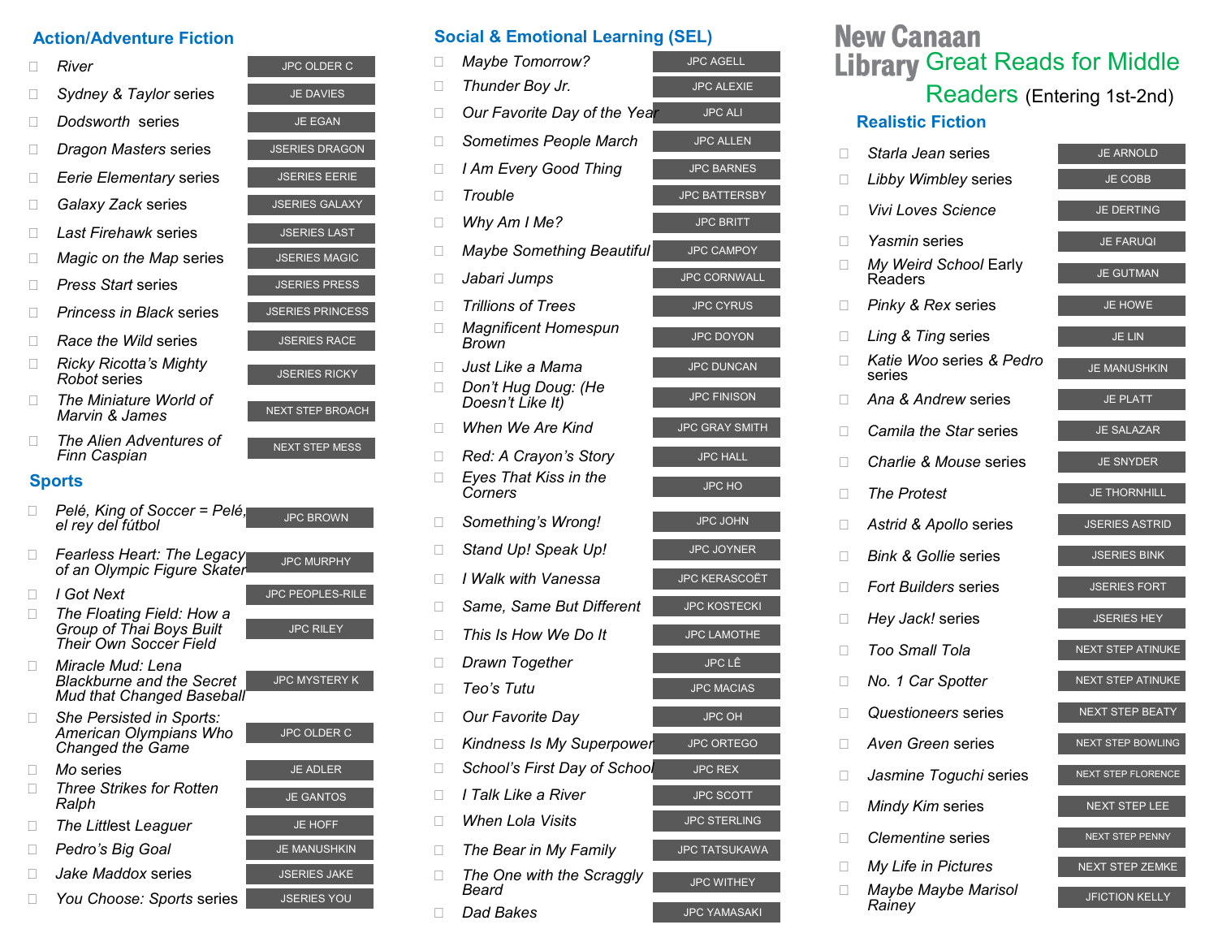# New Canaan Library Great Reads for Middle Readers (Entering 1st-2nd)

## Realistic Fiction

| | |
|---|---|
| ☐ *Starla Jean* series | JE ARNOLD |
| ☐ *Libby Wimbley* series | JE COBB |
| ☐ *Vivi Loves Science* | JE DERTING |
| ☐ *Yasmin* series | JE FARUQI |
| ☐ *My Weird School* Early Readers | JE GUTMAN |
| ☐ *Pinky & Rex* series | JE HOWE |
| ☐ *Ling & Ting* series | JE LIN |
| ☐ *Katie Woo* series & *Pedro* series | JE MANUSHKIN |
| ☐ *Ana & Andrew* series | JE PLATT |
| ☐ *Camila the Star* series | JE SALAZAR |
| ☐ *Charlie & Mouse* series | JE SNYDER |
| ☐ *The Protest* | JE THORNHILL |
| ☐ *Astrid & Apollo* series | JSERIES ASTRID |
| ☐ *Bink & Gollie* series | JSERIES BINK |
| ☐ *Fort Builders* series | JSERIES FORT |
| ☐ *Hey Jack!* series | JSERIES HEY |
| ☐ *Too Small Tola* | NEXT STEP ATINUKE |
| ☐ *No. 1 Car Spotter* | NEXT STEP ATINUKE |
| ☐ *Questioneers* series | NEXT STEP BEATY |
| ☐ *Aven Green* series | NEXT STEP BOWLING |
| ☐ *Jasmine Toguchi* series | NEXT STEP FLORENCE |
| ☐ *Mindy Kim* series | NEXT STEP LEE |
| ☐ *Clementine* series | NEXT STEP PENNY |
| ☐ *My Life in Pictures* | NEXT STEP ZEMKE |
| ☐ *Maybe Maybe Marisol Rainey* | JFICTION KELLY |

## Action/Adventure Fiction

| | |
|---|---|
| ☐ *River* | JPC OLDER C |
| ☐ *Sydney & Taylor* series | JE DAVIES |
| ☐ *Dodsworth* series | JE EGAN |
| ☐ *Dragon Masters* series | JSERIES DRAGON |
| ☐ *Eerie Elementary* series | JSERIES EERIE |
| ☐ *Galaxy Zack* series | JSERIES GALAXY |
| ☐ *Last Firehawk* series | JSERIES LAST |
| ☐ *Magic on the Map* series | JSERIES MAGIC |
| ☐ *Press Start* series | JSERIES PRESS |
| ☐ *Princess in Black* series | JSERIES PRINCESS |
| ☐ *Race the Wild* series | JSERIES RACE |
| ☐ *Ricky Ricotta's Mighty Robot* series | JSERIES RICKY |
| ☐ *The Miniature World of Marvin & James* | NEXT STEP BROACH |
| ☐ *The Alien Adventures of Finn Caspian* | NEXT STEP MESS |

## Sports

| | |
|---|---|
| ☐ *Pelé, King of Soccer = Pelé, el rey del fútbol* | JPC BROWN |
| ☐ *Fearless Heart: The Legacy of an Olympic Figure Skater* | JPC MURPHY |
| ☐ *I Got Next* | JPC PEOPLES-RILE |
| ☐ *The Floating Field: How a Group of Thai Boys Built Their Own Soccer Field* | JPC RILEY |
| ☐ *Miracle Mud: Lena Blackburne and the Secret Mud that Changed Baseball* | JPC MYSTERY K |
| ☐ *She Persisted in Sports: American Olympians Who Changed the Game* | JPC OLDER C |
| ☐ *Mo* series | JE ADLER |
| ☐ *Three Strikes for Rotten Ralph* | JE GANTOS |
| ☐ *The Littlest Leaguer* | JE HOFF |
| ☐ *Pedro's Big Goal* | JE MANUSHKIN |
| ☐ *Jake Maddox* series | JSERIES JAKE |
| ☐ *You Choose: Sports* series | JSERIES YOU |

## Social & Emotional Learning (SEL)

| | |
|---|---|
| ☐ *Maybe Tomorrow?* | JPC AGELL |
| ☐ *Thunder Boy Jr.* | JPC ALEXIE |
| ☐ *Our Favorite Day of the Year* | JPC ALI |
| ☐ *Sometimes People March* | JPC ALLEN |
| ☐ *I Am Every Good Thing* | JPC BARNES |
| ☐ *Trouble* | JPC BATTERSBY |
| ☐ *Why Am I Me?* | JPC BRITT |
| ☐ *Maybe Something Beautiful* | JPC CAMPOY |
| ☐ *Jabari Jumps* | JPC CORNWALL |
| ☐ *Trillions of Trees* | JPC CYRUS |
| ☐ *Magnificent Homespun Brown* | JPC DOYON |
| ☐ *Just Like a Mama* | JPC DUNCAN |
| ☐ *Don't Hug Doug: (He Doesn't Like It)* | JPC FINISON |
| ☐ *When We Are Kind* | JPC GRAY SMITH |
| ☐ *Red: A Crayon's Story* | JPC HALL |
| ☐ *Eyes That Kiss in the Corners* | JPC HO |
| ☐ *Something's Wrong!* | JPC JOHN |
| ☐ *Stand Up! Speak Up!* | JPC JOYNER |
| ☐ *I Walk with Vanessa* | JPC KERASCOËT |
| ☐ *Same, Same But Different* | JPC KOSTECKI |
| ☐ *This Is How We Do It* | JPC LAMOTHE |
| ☐ *Drawn Together* | JPC LÊ |
| ☐ *Teo's Tutu* | JPC MACIAS |
| ☐ *Our Favorite Day* | JPC OH |
| ☐ *Kindness Is My Superpower* | JPC ORTEGO |
| ☐ *School's First Day of School* | JPC REX |
| ☐ *I Talk Like a River* | JPC SCOTT |
| ☐ *When Lola Visits* | JPC STERLING |
| ☐ *The Bear in My Family* | JPC TATSUKAWA |
| ☐ *The One with the Scraggly Beard* | JPC WITHEY |
| ☐ *Dad Bakes* | JPC YAMASAKI |